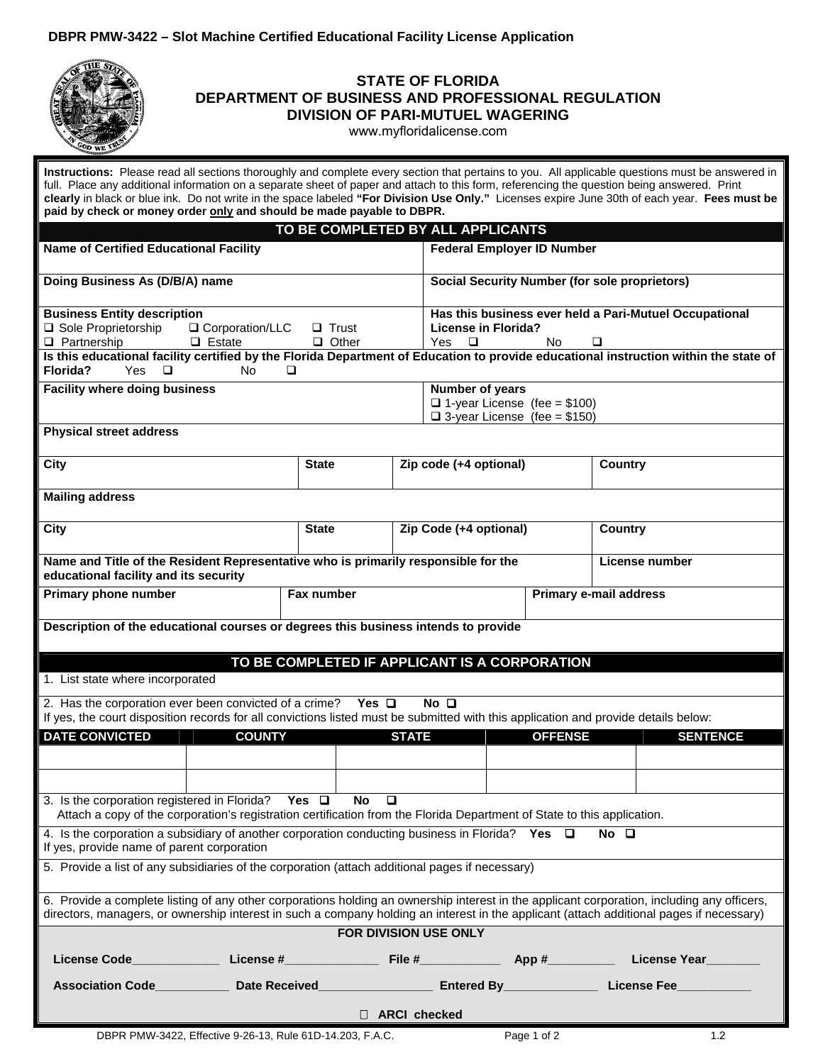**DBPR PMW-3422 – Slot Machine Certified Educational Facility License Application**

# STATE OF FLORIDA
## DEPARTMENT OF BUSINESS AND PROFESSIONAL REGULATION
## DIVISION OF PARI-MUTUEL WAGERING

www.myfloridalicense.com

**Instructions:** Please read all sections thoroughly and complete every section that pertains to you. All applicable questions must be answered in full. Place any additional information on a separate sheet of paper and attach to this form, referencing the question being answered. Print **clearly** in black or blue ink. Do not write in the space labeled **"For Division Use Only."** Licenses expire June 30th of each year. **Fees must be paid by check or money order only and should be made payable to DBPR.**

### TO BE COMPLETED BY ALL APPLICANTS

| **Name of Certified Educational Facility** | **Federal Employer ID Number** |
|---|---|
| **Doing Business As (D/B/A) name** | **Social Security Number (for sole proprietors)** |
| **Business Entity description** ❑ Sole Proprietorship ❑ Corporation/LLC ❑ Trust ❑ Partnership ❑ Estate ❑ Other | **Has this business ever held a Pari-Mutuel Occupational License in Florida?** Yes ❑ No ❑ |

**Is this educational facility certified by the Florida Department of Education to provide educational instruction within the state of Florida?** Yes ❑ No ❑

| **Facility where doing business** | **Number of years** ❑ 1-year License (fee = $100) ❑ 3-year License (fee = $150) |
|---|---|

**Physical street address**

| **City** | **State** | **Zip code (+4 optional)** | **Country** |
|---|---|---|---|
| | | | |

**Mailing address**

| **City** | **State** | **Zip Code (+4 optional)** | **Country** |
|---|---|---|---|
| | | | |

| **Name and Title of the Resident Representative who is primarily responsible for the educational facility and its security** | **License number** |
|---|---|

| **Primary phone number** | **Fax number** | **Primary e-mail address** |
|---|---|---|
| | | |

**Description of the educational courses or degrees this business intends to provide**

### TO BE COMPLETED IF APPLICANT IS A CORPORATION

1. List state where incorporated

2. Has the corporation ever been convicted of a crime? **Yes** ❑ **No** ❑
If yes, the court disposition records for all convictions listed must be submitted with this application and provide details below:

| DATE CONVICTED | COUNTY | STATE | OFFENSE | SENTENCE |
|---|---|---|---|---|
| | | | | |
| | | | | |

3. Is the corporation registered in Florida? **Yes** ❑ **No** ❑
Attach a copy of the corporation's registration certification from the Florida Department of State to this application.

4. Is the corporation a subsidiary of another corporation conducting business in Florida? **Yes** ❑ **No** ❑
If yes, provide name of parent corporation

5. Provide a list of any subsidiaries of the corporation (attach additional pages if necessary)

6. Provide a complete listing of any other corporations holding an ownership interest in the applicant corporation, including any officers, directors, managers, or ownership interest in such a company holding an interest in the applicant (attach additional pages if necessary)

**FOR DIVISION USE ONLY**

**License Code**_____________ **License #**______________ **File #**____________ **App #**__________ **License Year**________

**Association Code**___________ **Date Received**_________________ **Entered By**______________ **License Fee**___________

❑ **ARCI checked**

DBPR PMW-3422, Effective 9-26-13, Rule 61D-14.203, F.A.C. 1.2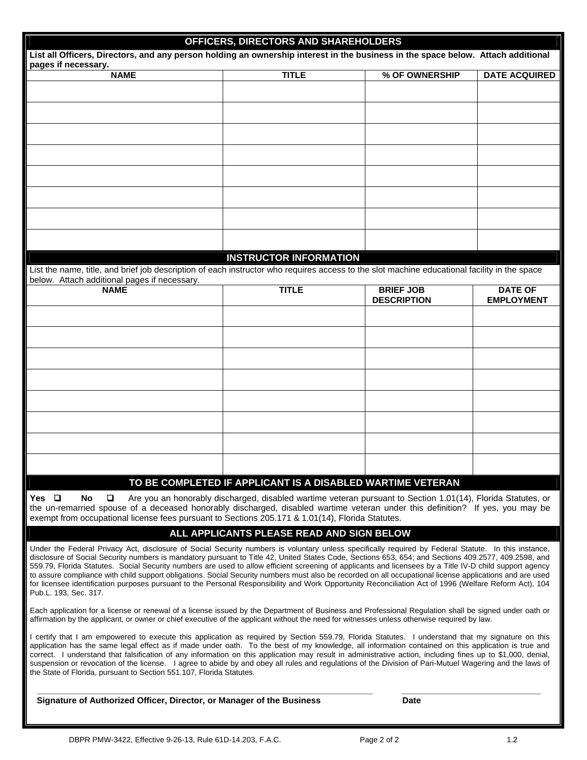## OFFICERS, DIRECTORS AND SHAREHOLDERS

**List all Officers, Directors, and any person holding an ownership interest in the business in the space below. Attach additional pages if necessary.**

| NAME | TITLE | % OF OWNERSHIP | DATE ACQUIRED |
|---|---|---|---|
| | | | |
| | | | |
| | | | |
| | | | |
| | | | |
| | | | |
| | | | |
| | | | |

## INSTRUCTOR INFORMATION

List the name, title, and brief job description of each instructor who requires access to the slot machine educational facility in the space below. Attach additional pages if necessary.

| NAME | TITLE | BRIEF JOB DESCRIPTION | DATE OF EMPLOYMENT |
|---|---|---|---|
| | | | |
| | | | |
| | | | |
| | | | |
| | | | |
| | | | |
| | | | |
| | | | |

## TO BE COMPLETED IF APPLICANT IS A DISABLED WARTIME VETERAN

**Yes** ☐ **No** ☐ Are you an honorably discharged, disabled wartime veteran pursuant to Section 1.01(14), Florida Statutes, or the un-remarried spouse of a deceased honorably discharged, disabled wartime veteran under this definition? If yes, you may be exempt from occupational license fees pursuant to Sections 205.171 & 1.01(14), Florida Statutes.

## ALL APPLICANTS PLEASE READ AND SIGN BELOW

Under the Federal Privacy Act, disclosure of Social Security numbers is voluntary unless specifically required by Federal Statute. In this instance, disclosure of Social Security numbers is mandatory pursuant to Title 42, United States Code, Sections 653, 654; and Sections 409.2577, 409.2598, and 559.79, Florida Statutes. Social Security numbers are used to allow efficient screening of applicants and licensees by a Title IV-D child support agency to assure compliance with child support obligations. Social Security numbers must also be recorded on all occupational license applications and are used for licensee identification purposes pursuant to the Personal Responsibility and Work Opportunity Reconciliation Act of 1996 (Welfare Reform Act), 104 Pub.L. 193, Sec. 317.

Each application for a license or renewal of a license issued by the Department of Business and Professional Regulation shall be signed under oath or affirmation by the applicant, or owner or chief executive of the applicant without the need for witnesses unless otherwise required by law.

I certify that I am empowered to execute this application as required by Section 559.79, Florida Statutes. I understand that my signature on this application has the same legal effect as if made under oath. To the best of my knowledge, all information contained on this application is true and correct. I understand that falsification of any information on this application may result in administrative action, including fines up to $1,000, denial, suspension or revocation of the license. I agree to abide by and obey all rules and regulations of the Division of Pari-Mutuel Wagering and the laws of the State of Florida, pursuant to Section 551.107, Florida Statutes.

_______________________________________________ &nbsp;&nbsp;&nbsp; ____________________

**Signature of Authorized Officer, Director, or Manager of the Business** &nbsp;&nbsp;&nbsp; **Date**

DBPR PMW-3422, Effective 9-26-13, Rule 61D-14.203, F.A.C. &nbsp;&nbsp;&nbsp; 1.2